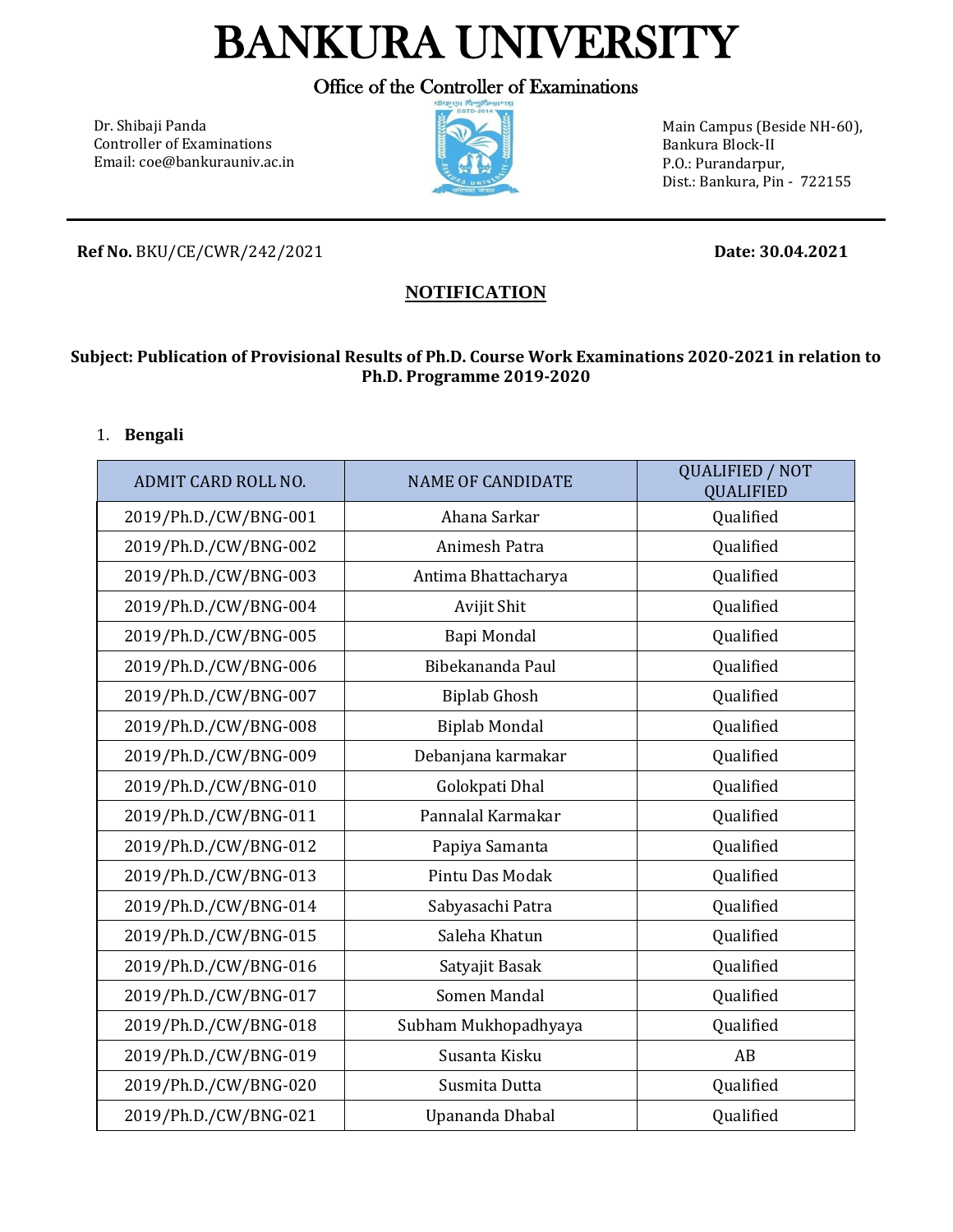# BANKURA UNIVERSITY

Office of the Controller of Examinations

Dr. Shibaji Panda
Controller of Examinations
Email: coe@bankurauniv.ac.in

Main Campus (Beside NH-60),
Bankura Block-II
P.O.: Purandarpur,
Dist.: Bankura, Pin - 722155

---

**Ref No.** BKU/CE/CWR/242/2021 **Date: 30.04.2021**

## NOTIFICATION

**Subject: Publication of Provisional Results of Ph.D. Course Work Examinations 2020-2021 in relation to Ph.D. Programme 2019-2020**

1. **Bengali**

| ADMIT CARD ROLL NO. | NAME OF CANDIDATE | QUALIFIED / NOT QUALIFIED |
|---|---|---|
| 2019/Ph.D./CW/BNG-001 | Ahana Sarkar | Qualified |
| 2019/Ph.D./CW/BNG-002 | Animesh Patra | Qualified |
| 2019/Ph.D./CW/BNG-003 | Antima Bhattacharya | Qualified |
| 2019/Ph.D./CW/BNG-004 | Avijit Shit | Qualified |
| 2019/Ph.D./CW/BNG-005 | Bapi Mondal | Qualified |
| 2019/Ph.D./CW/BNG-006 | Bibekananda Paul | Qualified |
| 2019/Ph.D./CW/BNG-007 | Biplab Ghosh | Qualified |
| 2019/Ph.D./CW/BNG-008 | Biplab Mondal | Qualified |
| 2019/Ph.D./CW/BNG-009 | Debanjana karmakar | Qualified |
| 2019/Ph.D./CW/BNG-010 | Golokpati Dhal | Qualified |
| 2019/Ph.D./CW/BNG-011 | Pannalal Karmakar | Qualified |
| 2019/Ph.D./CW/BNG-012 | Papiya Samanta | Qualified |
| 2019/Ph.D./CW/BNG-013 | Pintu Das Modak | Qualified |
| 2019/Ph.D./CW/BNG-014 | Sabyasachi Patra | Qualified |
| 2019/Ph.D./CW/BNG-015 | Saleha Khatun | Qualified |
| 2019/Ph.D./CW/BNG-016 | Satyajit Basak | Qualified |
| 2019/Ph.D./CW/BNG-017 | Somen Mandal | Qualified |
| 2019/Ph.D./CW/BNG-018 | Subham Mukhopadhyaya | Qualified |
| 2019/Ph.D./CW/BNG-019 | Susanta Kisku | AB |
| 2019/Ph.D./CW/BNG-020 | Susmita Dutta | Qualified |
| 2019/Ph.D./CW/BNG-021 | Upananda Dhabal | Qualified |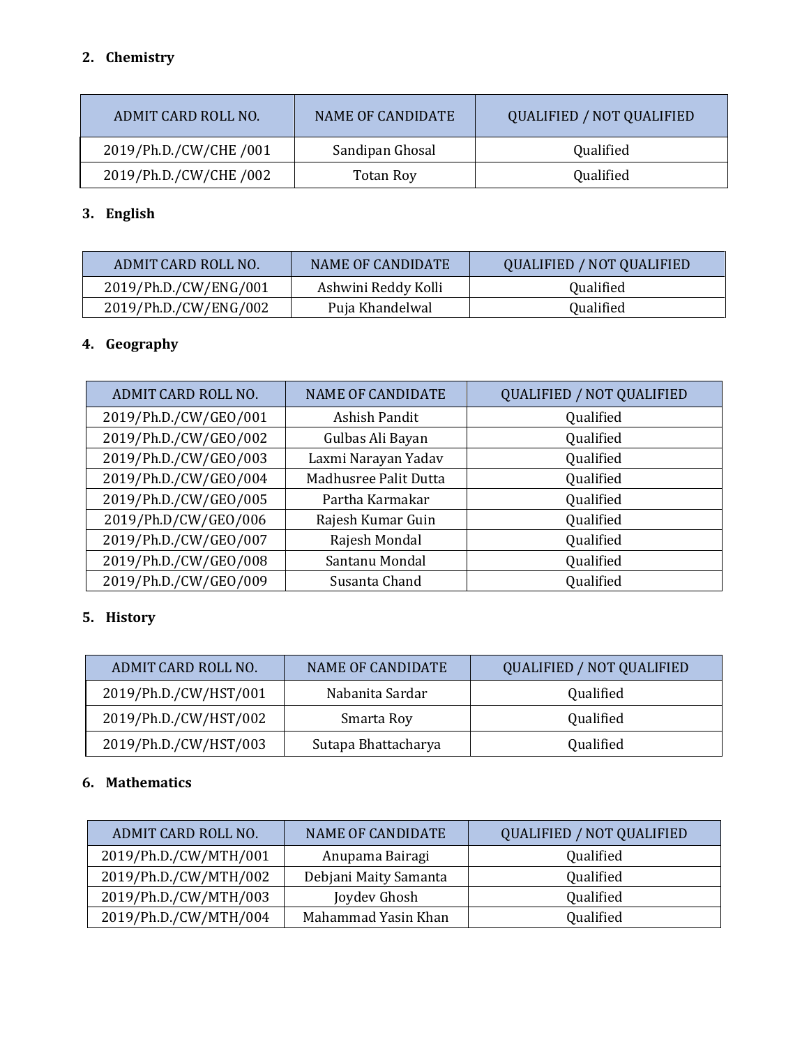2. **Chemistry**

| ADMIT CARD ROLL NO. | NAME OF CANDIDATE | QUALIFIED / NOT QUALIFIED |
|---|---|---|
| 2019/Ph.D./CW/CHE /001 | Sandipan Ghosal | Qualified |
| 2019/Ph.D./CW/CHE /002 | Totan Roy | Qualified |

3. **English**

| ADMIT CARD ROLL NO. | NAME OF CANDIDATE | QUALIFIED / NOT QUALIFIED |
|---|---|---|
| 2019/Ph.D./CW/ENG/001 | Ashwini Reddy Kolli | Qualified |
| 2019/Ph.D./CW/ENG/002 | Puja Khandelwal | Qualified |

4. **Geography**

| ADMIT CARD ROLL NO. | NAME OF CANDIDATE | QUALIFIED / NOT QUALIFIED |
|---|---|---|
| 2019/Ph.D./CW/GEO/001 | Ashish Pandit | Qualified |
| 2019/Ph.D./CW/GEO/002 | Gulbas Ali Bayan | Qualified |
| 2019/Ph.D./CW/GEO/003 | Laxmi Narayan Yadav | Qualified |
| 2019/Ph.D./CW/GEO/004 | Madhusree Palit Dutta | Qualified |
| 2019/Ph.D./CW/GEO/005 | Partha Karmakar | Qualified |
| 2019/Ph.D/CW/GEO/006 | Rajesh Kumar Guin | Qualified |
| 2019/Ph.D./CW/GEO/007 | Rajesh Mondal | Qualified |
| 2019/Ph.D./CW/GEO/008 | Santanu Mondal | Qualified |
| 2019/Ph.D./CW/GEO/009 | Susanta Chand | Qualified |

5. **History**

| ADMIT CARD ROLL NO. | NAME OF CANDIDATE | QUALIFIED / NOT QUALIFIED |
|---|---|---|
| 2019/Ph.D./CW/HST/001 | Nabanita Sardar | Qualified |
| 2019/Ph.D./CW/HST/002 | Smarta Roy | Qualified |
| 2019/Ph.D./CW/HST/003 | Sutapa Bhattacharya | Qualified |

6. **Mathematics**

| ADMIT CARD ROLL NO. | NAME OF CANDIDATE | QUALIFIED / NOT QUALIFIED |
|---|---|---|
| 2019/Ph.D./CW/MTH/001 | Anupama Bairagi | Qualified |
| 2019/Ph.D./CW/MTH/002 | Debjani Maity Samanta | Qualified |
| 2019/Ph.D./CW/MTH/003 | Joydev Ghosh | Qualified |
| 2019/Ph.D./CW/MTH/004 | Mahammad Yasin Khan | Qualified |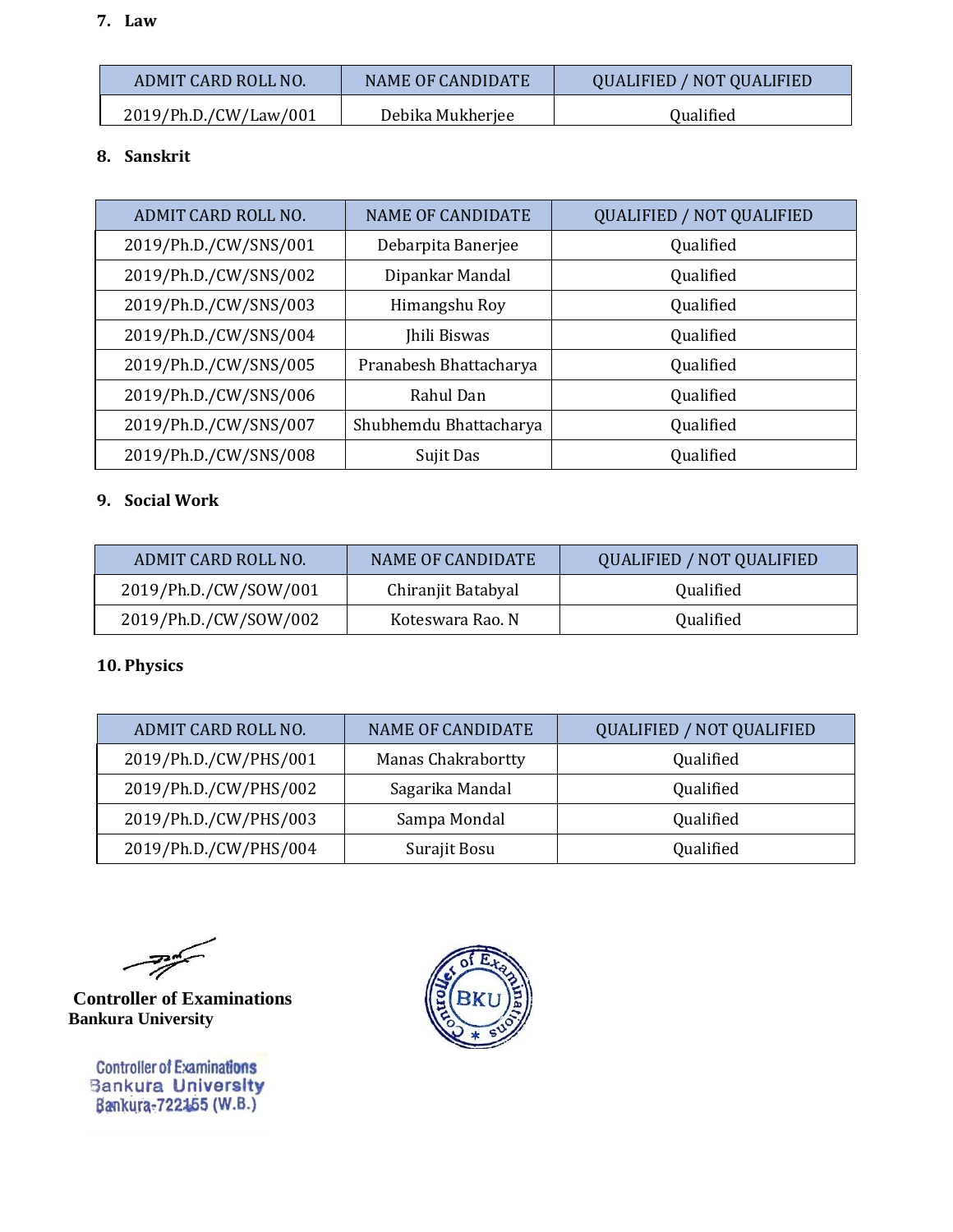7. **Law**

| ADMIT CARD ROLL NO. | NAME OF CANDIDATE | QUALIFIED / NOT QUALIFIED |
|---|---|---|
| 2019/Ph.D./CW/Law/001 | Debika Mukherjee | Qualified |

8. **Sanskrit**

| ADMIT CARD ROLL NO. | NAME OF CANDIDATE | QUALIFIED / NOT QUALIFIED |
|---|---|---|
| 2019/Ph.D./CW/SNS/001 | Debarpita Banerjee | Qualified |
| 2019/Ph.D./CW/SNS/002 | Dipankar Mandal | Qualified |
| 2019/Ph.D./CW/SNS/003 | Himangshu Roy | Qualified |
| 2019/Ph.D./CW/SNS/004 | Jhili Biswas | Qualified |
| 2019/Ph.D./CW/SNS/005 | Pranabesh Bhattacharya | Qualified |
| 2019/Ph.D./CW/SNS/006 | Rahul Dan | Qualified |
| 2019/Ph.D./CW/SNS/007 | Shubhemdu Bhattacharya | Qualified |
| 2019/Ph.D./CW/SNS/008 | Sujit Das | Qualified |

9. **Social Work**

| ADMIT CARD ROLL NO. | NAME OF CANDIDATE | QUALIFIED / NOT QUALIFIED |
|---|---|---|
| 2019/Ph.D./CW/SOW/001 | Chiranjit Batabyal | Qualified |
| 2019/Ph.D./CW/SOW/002 | Koteswara Rao. N | Qualified |

10. **Physics**

| ADMIT CARD ROLL NO. | NAME OF CANDIDATE | QUALIFIED / NOT QUALIFIED |
|---|---|---|
| 2019/Ph.D./CW/PHS/001 | Manas Chakrabortty | Qualified |
| 2019/Ph.D./CW/PHS/002 | Sagarika Mandal | Qualified |
| 2019/Ph.D./CW/PHS/003 | Sampa Mondal | Qualified |
| 2019/Ph.D./CW/PHS/004 | Surajit Bosu | Qualified |

**Controller of Examinations**
**Bankura University**

Controller of Examinations
Bankura University
Bankura-722155 (W.B.)

Controller of Examinations BKU